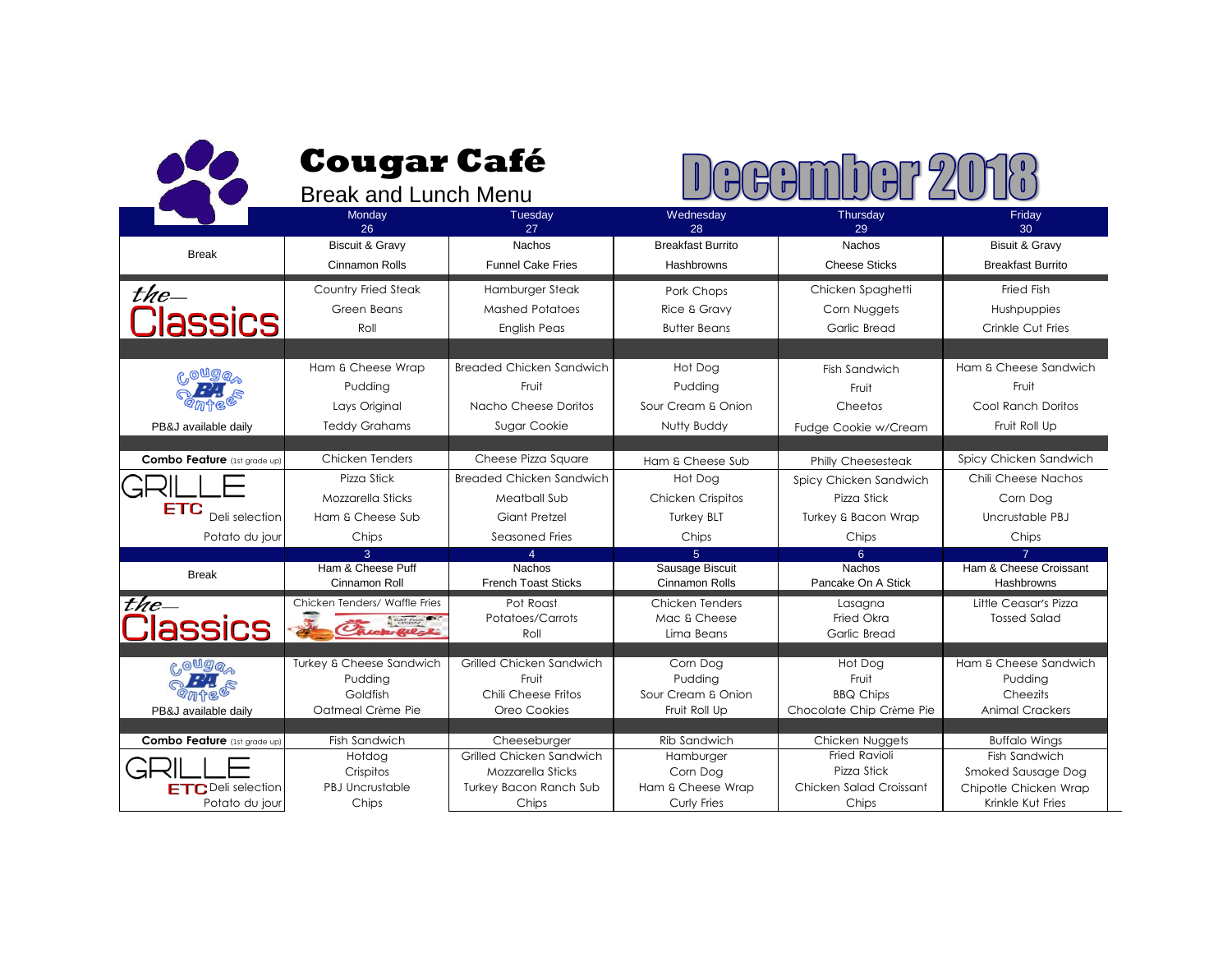# Cougar Café

Break and Lunch Menu

## December 2018

| | Monday 26 | Tuesday 27 | Wednesday 28 | Thursday 29 | Friday 30 |
|---|---|---|---|---|---|
| Break | Biscuit & Gravy | Nachos | Breakfast Burrito | Nachos | Bisuit & Gravy |
| | Cinnamon Rolls | Funnel Cake Fries | Hashbrowns | Cheese Sticks | Breakfast Burrito |
| the Classics | Country Fried Steak | Hamburger Steak | Pork Chops | Chicken Spaghetti | Fried Fish |
| | Green Beans | Mashed Potatoes | Rice & Gravy | Corn Nuggets | Hushpuppies |
| | Roll | English Peas | Butter Beans | Garlic Bread | Crinkle Cut Fries |
| Cougar BA Canteen | Ham & Cheese Wrap | Breaded Chicken Sandwich | Hot Dog | Fish Sandwich | Ham & Cheese Sandwich |
| | Pudding | Fruit | Pudding | Fruit | Fruit |
| | Lays Original | Nacho Cheese Doritos | Sour Cream & Onion | Cheetos | Cool Ranch Doritos |
| PB&J available daily | Teddy Grahams | Sugar Cookie | Nutty Buddy | Fudge Cookie w/Cream | Fruit Roll Up |
| **Combo Feature** (1st grade up) | Chicken Tenders | Cheese Pizza Square | Ham & Cheese Sub | Philly Cheesesteak | Spicy Chicken Sandwich |
| GRILLE | Pizza Stick | Breaded Chicken Sandwich | Hot Dog | Spicy Chicken Sandwich | Chili Cheese Nachos |
| | Mozzarella Sticks | Meatball Sub | Chicken Crispitos | Pizza Stick | Corn Dog |
| ETC Deli selection | Ham & Cheese Sub | Giant Pretzel | Turkey BLT | Turkey & Bacon Wrap | Uncrustable PBJ |
| Potato du jour | Chips | Seasoned Fries | Chips | Chips | Chips |
| | 3 | 4 | 5 | 6 | 7 |
| Break | Ham & Cheese Puff | Nachos | Sausage Biscuit | Nachos | Ham & Cheese Croissant |
| | Cinnamon Roll | French Toast Sticks | Cinnamon Rolls | Pancake On A Stick | Hashbrowns |
| the Classics | Chicken Tenders/ Waffle Fries | Pot Roast | Chicken Tenders | Lasagna | Little Ceasar's Pizza |
| | Chick-fil-A | Potatoes/Carrots | Mac & Cheese | Fried Okra | Tossed Salad |
| | | Roll | Lima Beans | Garlic Bread | |
| Cougar BA Canteen | Turkey & Cheese Sandwich | Grilled Chicken Sandwich | Corn Dog | Hot Dog | Ham & Cheese Sandwich |
| | Pudding | Fruit | Pudding | Fruit | Pudding |
| | Goldfish | Chili Cheese Fritos | Sour Cream & Onion | BBQ Chips | Cheezits |
| PB&J available daily | Oatmeal Crème Pie | Oreo Cookies | Fruit Roll Up | Chocolate Chip Crème Pie | Animal Crackers |
| **Combo Feature** (1st grade up) | Fish Sandwich | Cheeseburger | Rib Sandwich | Chicken Nuggets | Buffalo Wings |
| GRILLE | Hotdog | Grilled Chicken Sandwich | Hamburger | Fried Ravioli | Fish Sandwich |
| | Crispitos | Mozzarella Sticks | Corn Dog | Pizza Stick | Smoked Sausage Dog |
| ETC Deli selection | PBJ Uncrustable | Turkey Bacon Ranch Sub | Ham & Cheese Wrap | Chicken Salad Croissant | Chipotle Chicken Wrap |
| Potato du jour | Chips | Chips | Curly Fries | Chips | Krinkle Kut Fries |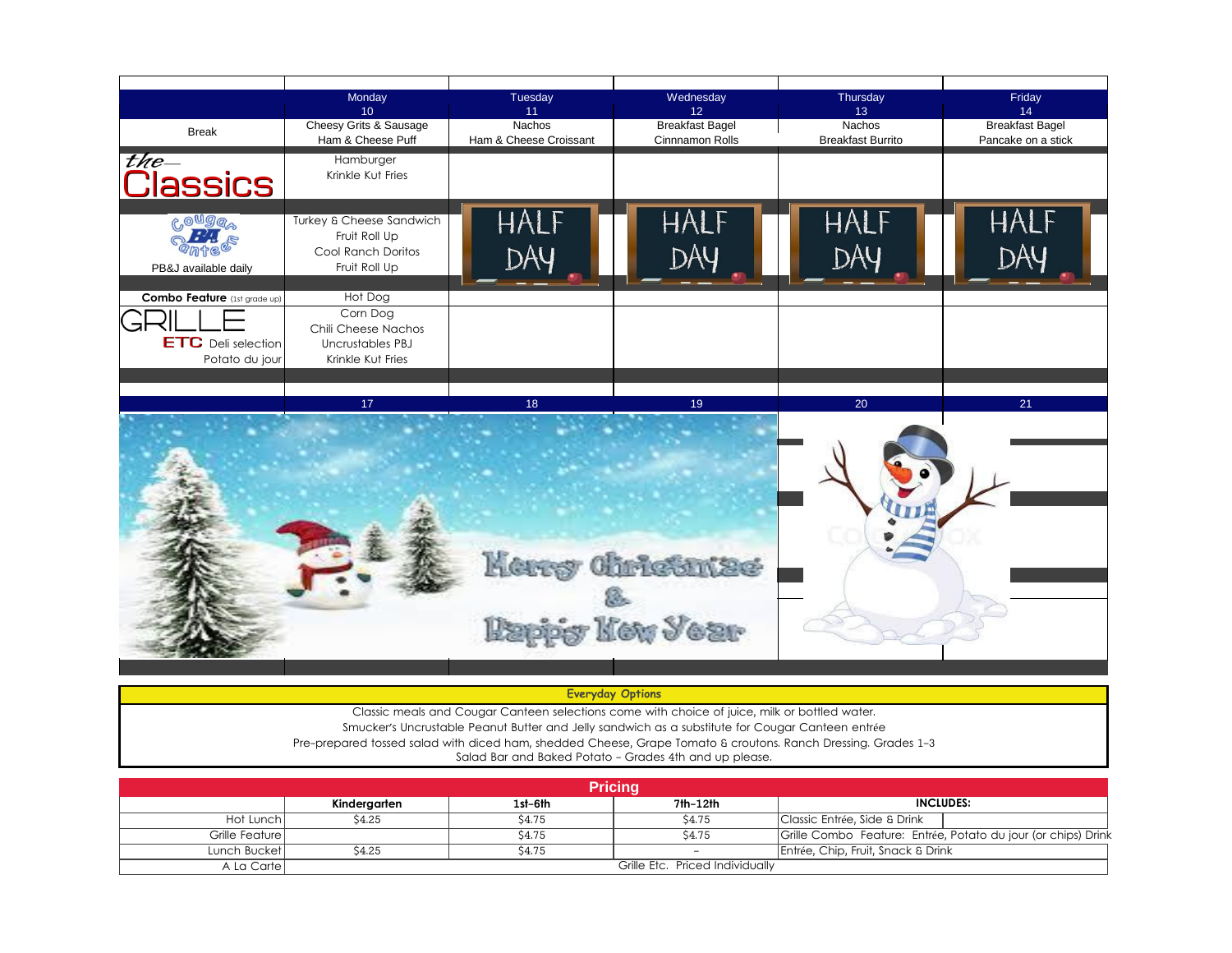| | Monday 10 | Tuesday 11 | Wednesday 12 | Thursday 13 | Friday 14 |
|---|---|---|---|---|---|
| Break | Cheesy Grits & Sausage<br>Ham & Cheese Puff | Nachos<br>Ham & Cheese Croissant | Breakfast Bagel<br>Cinnnamon Rolls | Nachos<br>Breakfast Burrito | Breakfast Bagel<br>Pancake on a stick |
| the Classics | Hamburger<br>Krinkle Kut Fries | | | | |
| Cougar BA Canteen<br>PB&J available daily | Turkey & Cheese Sandwich<br>Fruit Roll Up<br>Cool Ranch Doritos<br>Fruit Roll Up | HALF DAY | HALF DAY | HALF DAY | HALF DAY |
| **Combo Feature** (1st grade up)<br>GRILLE<br>ETC Deli selection<br>Potato du jour | Hot Dog<br>Corn Dog<br>Chili Cheese Nachos<br>Uncrustables PBJ<br>Krinkle Kut Fries | | | | |

| | 17 | 18 | 19 | 20 | 21 |
|---|---|---|---|---|---|

Merry Christmas & Happy New Year

**Everyday Options**

Classic meals and Cougar Canteen selections come with choice of juice, milk or bottled water.

Smucker's Uncrustable Peanut Butter and Jelly sandwich as a substitute for Cougar Canteen entrée

Pre-prepared tossed salad with diced ham, shedded Cheese, Grape Tomato & croutons. Ranch Dressing. Grades 1-3

Salad Bar and Baked Potato - Grades 4th and up please.

**Pricing**

| | Kindergarten | 1st-6th | 7th-12th | INCLUDES: |
|---|---|---|---|---|
| Hot Lunch | $4.25 | $4.75 | $4.75 | Classic Entrée, Side & Drink |
| Grille Feature | | $4.75 | $4.75 | Grille Combo Feature: Entrée, Potato du jour (or chips) Drink |
| Lunch Bucket | $4.25 | $4.75 | - | Entrée, Chip, Fruit, Snack & Drink |
| A La Carte | | | Grille Etc. Priced Individually | |